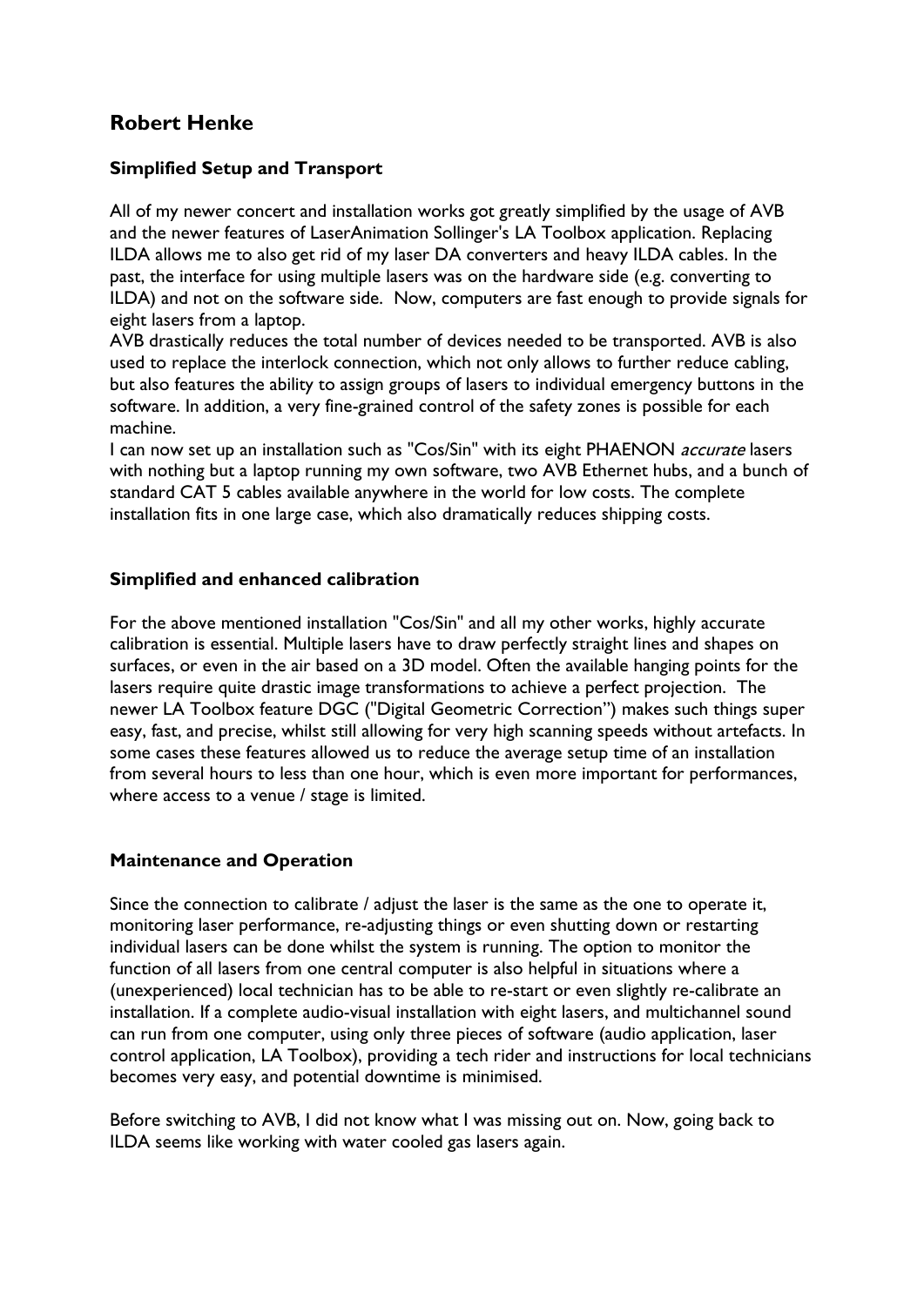# Robert Henke

### Simplified Setup and Transport

All of my newer concert and installation works got greatly simplified by the usage of AVB and the newer features of LaserAnimation Sollinger's LA Toolbox application. Replacing ILDA allows me to also get rid of my laser DA converters and heavy ILDA cables. In the past, the interface for using multiple lasers was on the hardware side (e.g. converting to ILDA) and not on the software side. Now, computers are fast enough to provide signals for eight lasers from a laptop.
AVB drastically reduces the total number of devices needed to be transported. AVB is also used to replace the interlock connection, which not only allows to further reduce cabling, but also features the ability to assign groups of lasers to individual emergency buttons in the software. In addition, a very fine-grained control of the safety zones is possible for each machine.
I can now set up an installation such as "Cos/Sin" with its eight PHAENON *accurate* lasers with nothing but a laptop running my own software, two AVB Ethernet hubs, and a bunch of standard CAT 5 cables available anywhere in the world for low costs. The complete installation fits in one large case, which also dramatically reduces shipping costs.

### Simplified and enhanced calibration

For the above mentioned installation "Cos/Sin" and all my other works, highly accurate calibration is essential. Multiple lasers have to draw perfectly straight lines and shapes on surfaces, or even in the air based on a 3D model. Often the available hanging points for the lasers require quite drastic image transformations to achieve a perfect projection. The newer LA Toolbox feature DGC ("Digital Geometric Correction") makes such things super easy, fast, and precise, whilst still allowing for very high scanning speeds without artefacts. In some cases these features allowed us to reduce the average setup time of an installation from several hours to less than one hour, which is even more important for performances, where access to a venue / stage is limited.

### Maintenance and Operation

Since the connection to calibrate / adjust the laser is the same as the one to operate it, monitoring laser performance, re-adjusting things or even shutting down or restarting individual lasers can be done whilst the system is running. The option to monitor the function of all lasers from one central computer is also helpful in situations where a (unexperienced) local technician has to be able to re-start or even slightly re-calibrate an installation. If a complete audio-visual installation with eight lasers, and multichannel sound can run from one computer, using only three pieces of software (audio application, laser control application, LA Toolbox), providing a tech rider and instructions for local technicians becomes very easy, and potential downtime is minimised.

Before switching to AVB, I did not know what I was missing out on. Now, going back to ILDA seems like working with water cooled gas lasers again.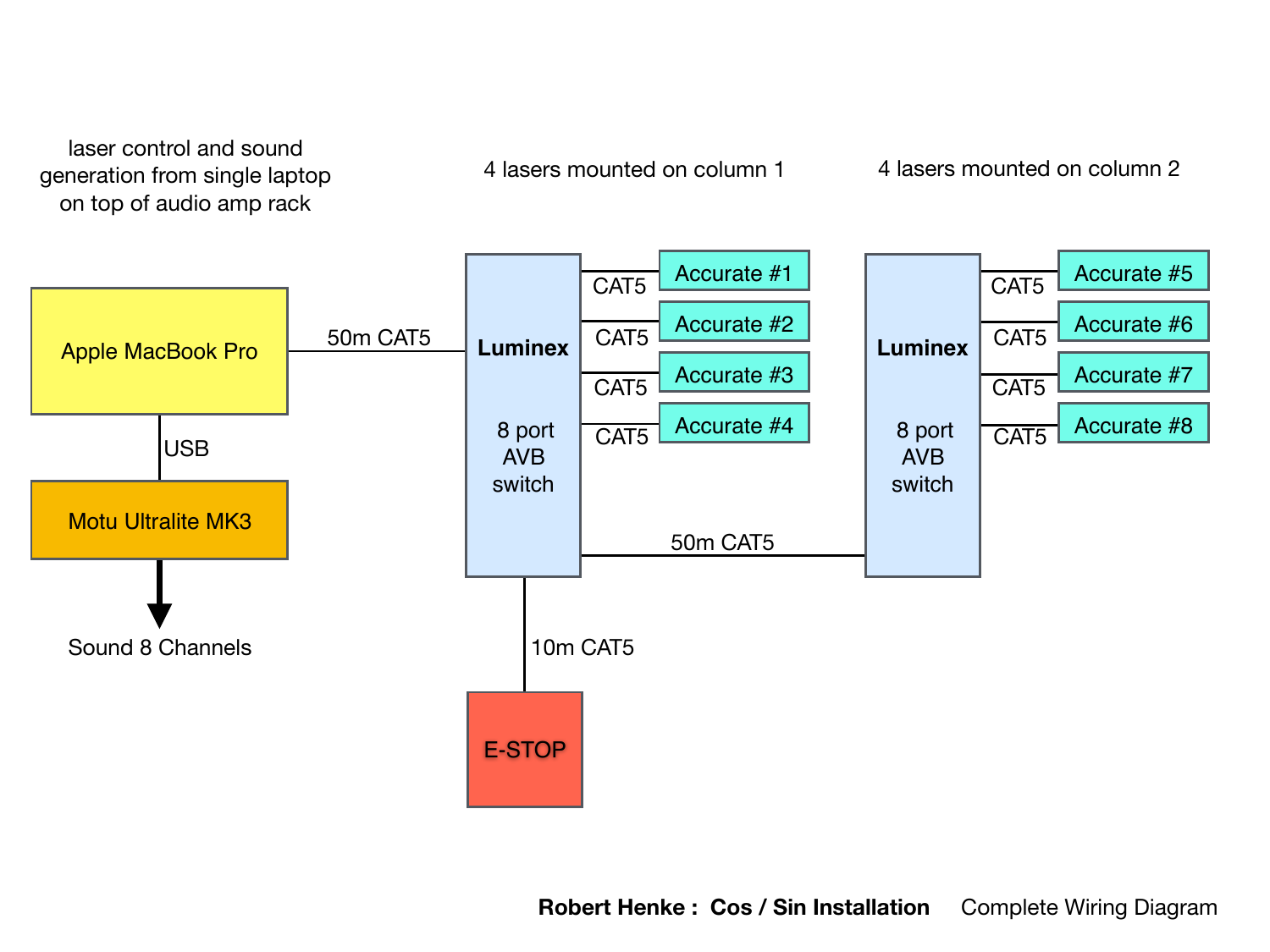laser control and sound generation from single laptop on top of audio amp rack

4 lasers mounted on column 1

4 lasers mounted on column 2

Apple MacBook Pro

50m CAT5

USB

Motu Ultralite MK3

Sound 8 Channels

**Luminex**

8 port AVB switch

CAT5

Accurate #1

CAT5

Accurate #2

CAT5

Accurate #3

CAT5

Accurate #4

50m CAT5

10m CAT5

E-STOP

**Luminex**

8 port AVB switch

CAT5

Accurate #5

CAT5

Accurate #6

CAT5

Accurate #7

CAT5

Accurate #8

**Robert Henke : Cos / Sin Installation** Complete Wiring Diagram